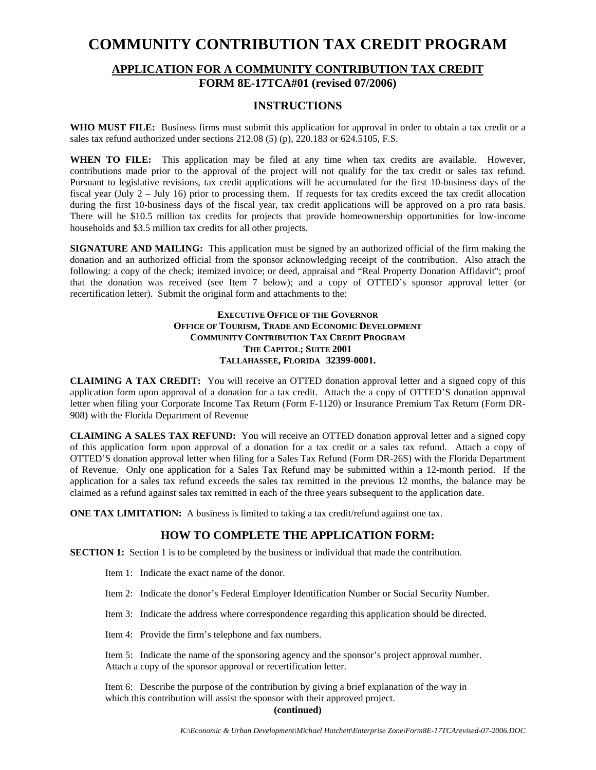# COMMUNITY CONTRIBUTION TAX CREDIT PROGRAM

## APPLICATION FOR A COMMUNITY CONTRIBUTION TAX CREDIT
## FORM 8E-17TCA#01 (revised 07/2006)

## INSTRUCTIONS

**WHO MUST FILE:** Business firms must submit this application for approval in order to obtain a tax credit or a sales tax refund authorized under sections 212.08 (5) (p), 220.183 or 624.5105, F.S.

**WHEN TO FILE:** This application may be filed at any time when tax credits are available. However, contributions made prior to the approval of the project will not qualify for the tax credit or sales tax refund. Pursuant to legislative revisions, tax credit applications will be accumulated for the first 10-business days of the fiscal year (July 2 – July 16) prior to processing them. If requests for tax credits exceed the tax credit allocation during the first 10-business days of the fiscal year, tax credit applications will be approved on a pro rata basis. There will be $10.5 million tax credits for projects that provide homeownership opportunities for low-income households and $3.5 million tax credits for all other projects.

**SIGNATURE AND MAILING:** This application must be signed by an authorized official of the firm making the donation and an authorized official from the sponsor acknowledging receipt of the contribution. Also attach the following: a copy of the check; itemized invoice; or deed, appraisal and "Real Property Donation Affidavit"; proof that the donation was received (see Item 7 below); and a copy of OTTED's sponsor approval letter (or recertification letter). Submit the original form and attachments to the:

**EXECUTIVE OFFICE OF THE GOVERNOR**
**OFFICE OF TOURISM, TRADE AND ECONOMIC DEVELOPMENT**
**COMMUNITY CONTRIBUTION TAX CREDIT PROGRAM**
**THE CAPITOL; SUITE 2001**
**TALLAHASSEE, FLORIDA 32399-0001.**

**CLAIMING A TAX CREDIT:** You will receive an OTTED donation approval letter and a signed copy of this application form upon approval of a donation for a tax credit. Attach the a copy of OTTED'S donation approval letter when filing your Corporate Income Tax Return (Form F-1120) or Insurance Premium Tax Return (Form DR-908) with the Florida Department of Revenue

**CLAIMING A SALES TAX REFUND:** You will receive an OTTED donation approval letter and a signed copy of this application form upon approval of a donation for a tax credit or a sales tax refund. Attach a copy of OTTED'S donation approval letter when filing for a Sales Tax Refund (Form DR-26S) with the Florida Department of Revenue. Only one application for a Sales Tax Refund may be submitted within a 12-month period. If the application for a sales tax refund exceeds the sales tax remitted in the previous 12 months, the balance may be claimed as a refund against sales tax remitted in each of the three years subsequent to the application date.

**ONE TAX LIMITATION:** A business is limited to taking a tax credit/refund against one tax.

## HOW TO COMPLETE THE APPLICATION FORM:

**SECTION 1:** Section 1 is to be completed by the business or individual that made the contribution.

Item 1: Indicate the exact name of the donor.

Item 2: Indicate the donor's Federal Employer Identification Number or Social Security Number.

Item 3: Indicate the address where correspondence regarding this application should be directed.

Item 4: Provide the firm's telephone and fax numbers.

Item 5: Indicate the name of the sponsoring agency and the sponsor's project approval number. Attach a copy of the sponsor approval or recertification letter.

Item 6: Describe the purpose of the contribution by giving a brief explanation of the way in which this contribution will assist the sponsor with their approved project.

**(continued)**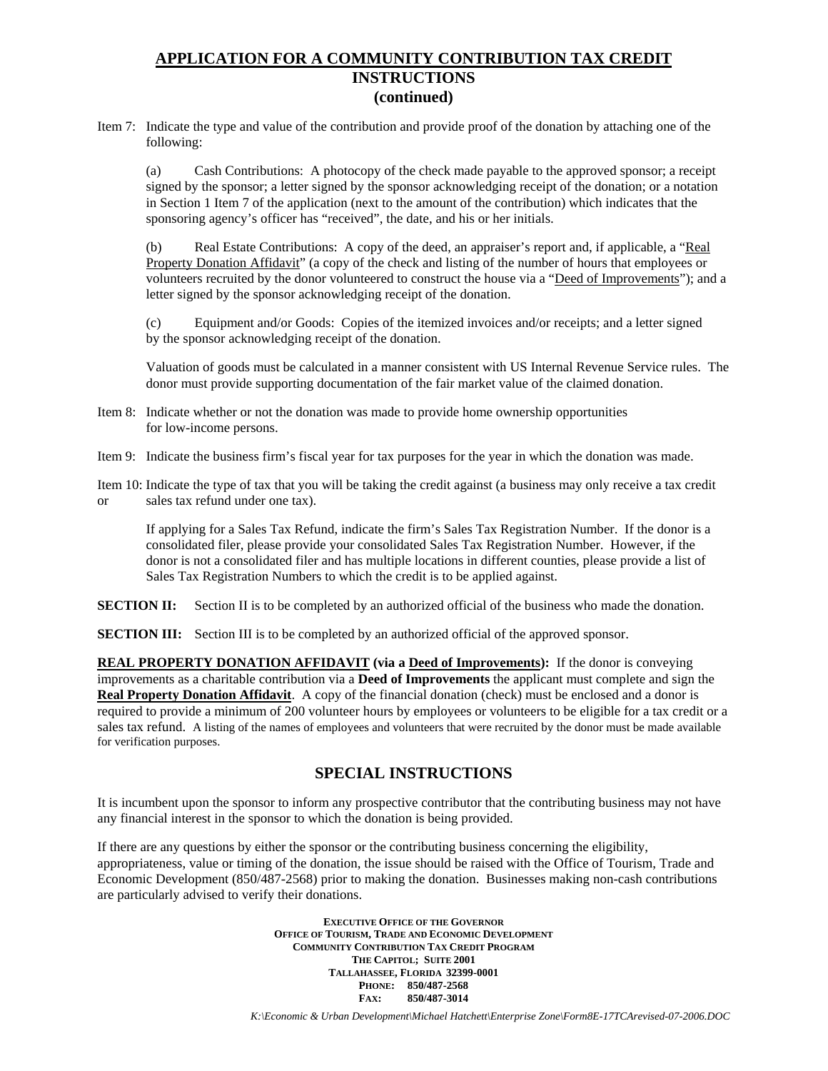## APPLICATION FOR A COMMUNITY CONTRIBUTION TAX CREDIT
### INSTRUCTIONS
### (continued)

Item 7: Indicate the type and value of the contribution and provide proof of the donation by attaching one of the following:

(a) Cash Contributions: A photocopy of the check made payable to the approved sponsor; a receipt signed by the sponsor; a letter signed by the sponsor acknowledging receipt of the donation; or a notation in Section 1 Item 7 of the application (next to the amount of the contribution) which indicates that the sponsoring agency's officer has "received", the date, and his or her initials.

(b) Real Estate Contributions: A copy of the deed, an appraiser's report and, if applicable, a "Real Property Donation Affidavit" (a copy of the check and listing of the number of hours that employees or volunteers recruited by the donor volunteered to construct the house via a "Deed of Improvements"); and a letter signed by the sponsor acknowledging receipt of the donation.

(c) Equipment and/or Goods: Copies of the itemized invoices and/or receipts; and a letter signed by the sponsor acknowledging receipt of the donation.

Valuation of goods must be calculated in a manner consistent with US Internal Revenue Service rules. The donor must provide supporting documentation of the fair market value of the claimed donation.

Item 8: Indicate whether or not the donation was made to provide home ownership opportunities for low-income persons.

Item 9: Indicate the business firm's fiscal year for tax purposes for the year in which the donation was made.

Item 10: Indicate the type of tax that you will be taking the credit against (a business may only receive a tax credit or sales tax refund under one tax).

If applying for a Sales Tax Refund, indicate the firm's Sales Tax Registration Number. If the donor is a consolidated filer, please provide your consolidated Sales Tax Registration Number. However, if the donor is not a consolidated filer and has multiple locations in different counties, please provide a list of Sales Tax Registration Numbers to which the credit is to be applied against.

**SECTION II:** Section II is to be completed by an authorized official of the business who made the donation.

**SECTION III:** Section III is to be completed by an authorized official of the approved sponsor.

**REAL PROPERTY DONATION AFFIDAVIT (via a Deed of Improvements):** If the donor is conveying improvements as a charitable contribution via a **Deed of Improvements** the applicant must complete and sign the **Real Property Donation Affidavit**. A copy of the financial donation (check) must be enclosed and a donor is required to provide a minimum of 200 volunteer hours by employees or volunteers to be eligible for a tax credit or a sales tax refund. A listing of the names of employees and volunteers that were recruited by the donor must be made available for verification purposes.

## SPECIAL INSTRUCTIONS

It is incumbent upon the sponsor to inform any prospective contributor that the contributing business may not have any financial interest in the sponsor to which the donation is being provided.

If there are any questions by either the sponsor or the contributing business concerning the eligibility, appropriateness, value or timing of the donation, the issue should be raised with the Office of Tourism, Trade and Economic Development (850/487-2568) prior to making the donation. Businesses making non-cash contributions are particularly advised to verify their donations.

EXECUTIVE OFFICE OF THE GOVERNOR
OFFICE OF TOURISM, TRADE AND ECONOMIC DEVELOPMENT
COMMUNITY CONTRIBUTION TAX CREDIT PROGRAM
THE CAPITOL; SUITE 2001
TALLAHASSEE, FLORIDA 32399-0001
PHONE: 850/487-2568
FAX: 850/487-3014

*K:\Economic & Urban Development\Michael Hatchett\Enterprise Zone\Form8E-17TCArevised-07-2006.DOC*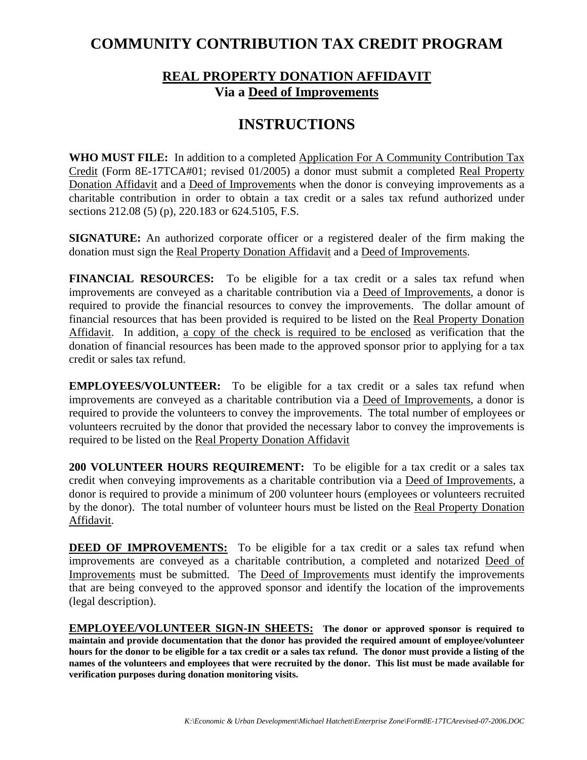# COMMUNITY CONTRIBUTION TAX CREDIT PROGRAM

## REAL PROPERTY DONATION AFFIDAVIT
## Via a Deed of Improvements

# INSTRUCTIONS

**WHO MUST FILE:** In addition to a completed Application For A Community Contribution Tax Credit (Form 8E-17TCA#01; revised 01/2005) a donor must submit a completed Real Property Donation Affidavit and a Deed of Improvements when the donor is conveying improvements as a charitable contribution in order to obtain a tax credit or a sales tax refund authorized under sections 212.08 (5) (p), 220.183 or 624.5105, F.S.

**SIGNATURE:** An authorized corporate officer or a registered dealer of the firm making the donation must sign the Real Property Donation Affidavit and a Deed of Improvements.

**FINANCIAL RESOURCES:** To be eligible for a tax credit or a sales tax refund when improvements are conveyed as a charitable contribution via a Deed of Improvements, a donor is required to provide the financial resources to convey the improvements. The dollar amount of financial resources that has been provided is required to be listed on the Real Property Donation Affidavit. In addition, a copy of the check is required to be enclosed as verification that the donation of financial resources has been made to the approved sponsor prior to applying for a tax credit or sales tax refund.

**EMPLOYEES/VOLUNTEER:** To be eligible for a tax credit or a sales tax refund when improvements are conveyed as a charitable contribution via a Deed of Improvements, a donor is required to provide the volunteers to convey the improvements. The total number of employees or volunteers recruited by the donor that provided the necessary labor to convey the improvements is required to be listed on the Real Property Donation Affidavit

**200 VOLUNTEER HOURS REQUIREMENT:** To be eligible for a tax credit or a sales tax credit when conveying improvements as a charitable contribution via a Deed of Improvements, a donor is required to provide a minimum of 200 volunteer hours (employees or volunteers recruited by the donor). The total number of volunteer hours must be listed on the Real Property Donation Affidavit.

**DEED OF IMPROVEMENTS:** To be eligible for a tax credit or a sales tax refund when improvements are conveyed as a charitable contribution, a completed and notarized Deed of Improvements must be submitted. The Deed of Improvements must identify the improvements that are being conveyed to the approved sponsor and identify the location of the improvements (legal description).

**EMPLOYEE/VOLUNTEER SIGN-IN SHEETS: The donor or approved sponsor is required to maintain and provide documentation that the donor has provided the required amount of employee/volunteer hours for the donor to be eligible for a tax credit or a sales tax refund. The donor must provide a listing of the names of the volunteers and employees that were recruited by the donor. This list must be made available for verification purposes during donation monitoring visits.**

*K:\Economic & Urban Development\Michael Hatchett\Enterprise Zone\Form8E-17TCArevised-07-2006.DOC*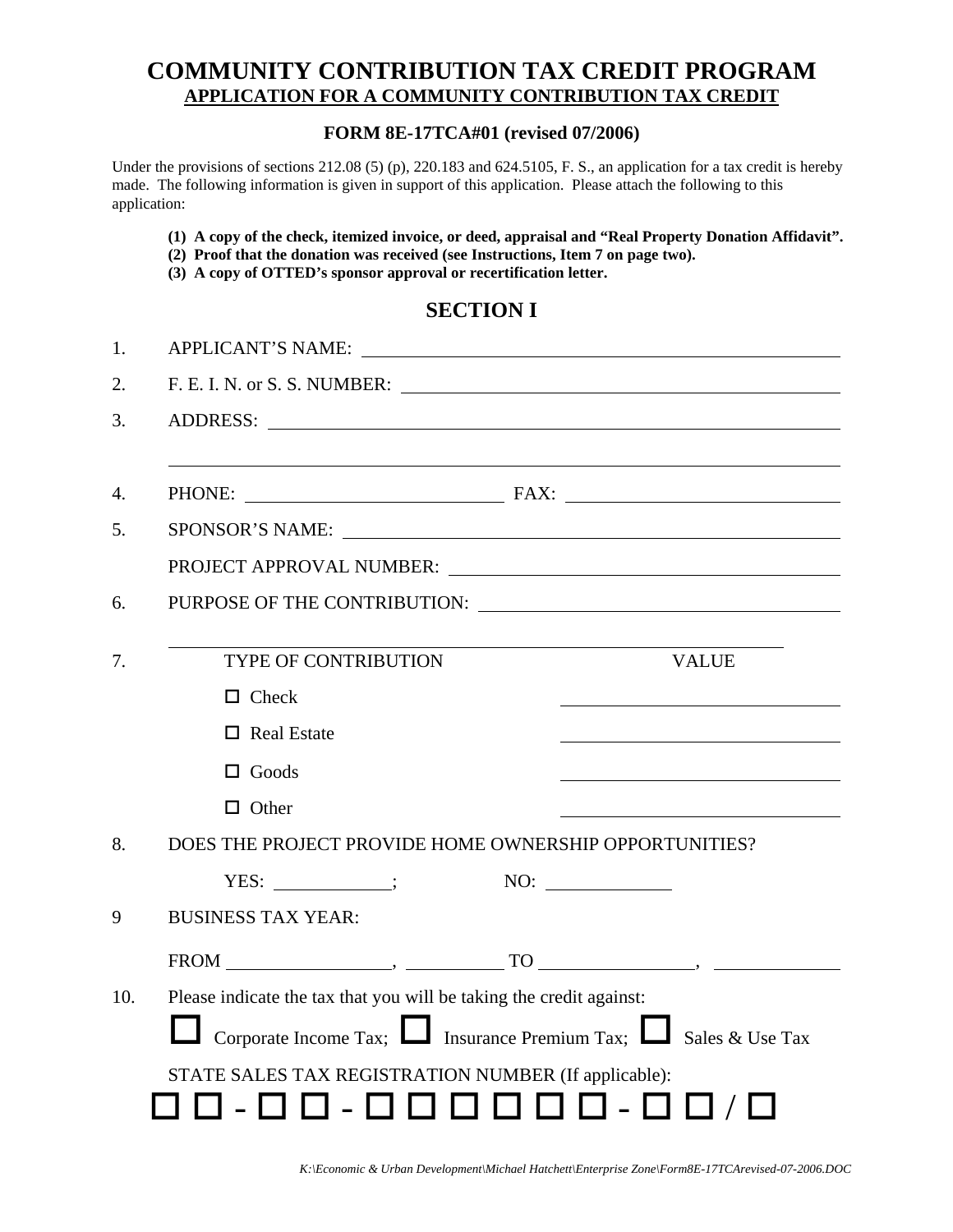# COMMUNITY CONTRIBUTION TAX CREDIT PROGRAM

## APPLICATION FOR A COMMUNITY CONTRIBUTION TAX CREDIT

### FORM 8E-17TCA#01 (revised 07/2006)

Under the provisions of sections 212.08 (5) (p), 220.183 and 624.5105, F. S., an application for a tax credit is hereby made. The following information is given in support of this application. Please attach the following to this application:

**(1) A copy of the check, itemized invoice, or deed, appraisal and "Real Property Donation Affidavit".**
**(2) Proof that the donation was received (see Instructions, Item 7 on page two).**
**(3) A copy of OTTED's sponsor approval or recertification letter.**

## SECTION I

1. APPLICANT'S NAME: ______________________________

2. F. E. I. N. or S. S. NUMBER: ______________________________

3. ADDRESS: ______________________________

   ______________________________

4. PHONE: ______________________ FAX: ______________________

5. SPONSOR'S NAME: ______________________________

   PROJECT APPROVAL NUMBER: ______________________________

6. PURPOSE OF THE CONTRIBUTION: ______________________________

   ______________________________

7. 

| TYPE OF CONTRIBUTION | VALUE |
|---|---|
| ☐ Check | ______________ |
| ☐ Real Estate | ______________ |
| ☐ Goods | ______________ |
| ☐ Other | ______________ |

8. DOES THE PROJECT PROVIDE HOME OWNERSHIP OPPORTUNITIES?

   YES: __________; NO: __________

9 BUSINESS TAX YEAR:

   FROM ______________, __________ TO ______________, __________

10. Please indicate the tax that you will be taking the credit against:

    ☐ Corporate Income Tax; ☐ Insurance Premium Tax; ☐ Sales & Use Tax

    STATE SALES TAX REGISTRATION NUMBER (If applicable):

    ☐ ☐ - ☐ ☐ - ☐ ☐ ☐ ☐ ☐ ☐ - ☐ ☐ / ☐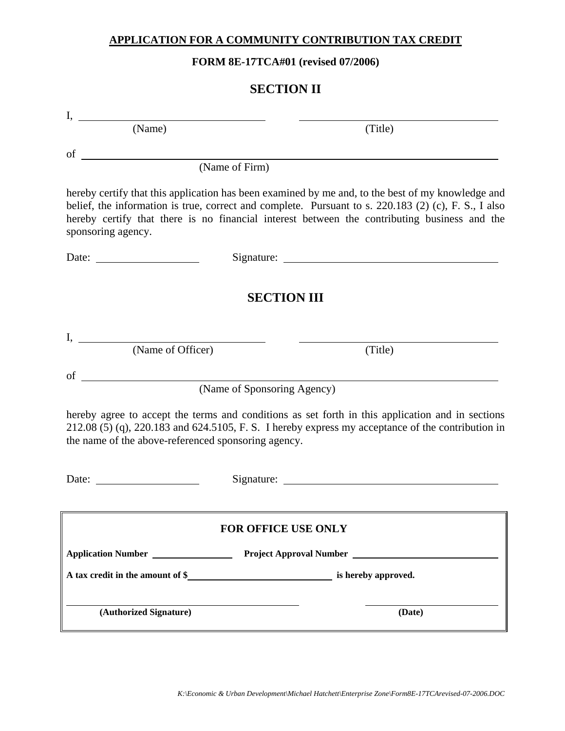**APPLICATION FOR A COMMUNITY CONTRIBUTION TAX CREDIT**

**FORM 8E-17TCA#01 (revised 07/2006)**

## SECTION II

I, \_\_\_\_\_\_\_\_\_\_\_\_\_\_\_\_\_\_\_\_\_\_\_\_\_\_\_\_\_\_ \_\_\_\_\_\_\_\_\_\_\_\_\_\_\_\_\_\_\_\_\_\_\_\_\_\_\_\_\_\_
(Name) (Title)

of \_\_\_\_\_\_\_\_\_\_\_\_\_\_\_\_\_\_\_\_\_\_\_\_\_\_\_\_\_\_\_\_\_\_\_\_\_\_\_\_\_\_\_\_\_\_\_\_\_\_\_\_\_\_\_\_
(Name of Firm)

hereby certify that this application has been examined by me and, to the best of my knowledge and belief, the information is true, correct and complete. Pursuant to s. 220.183 (2) (c), F. S., I also hereby certify that there is no financial interest between the contributing business and the sponsoring agency.

Date: \_\_\_\_\_\_\_\_\_\_\_\_\_\_\_ Signature: \_\_\_\_\_\_\_\_\_\_\_\_\_\_\_\_\_\_\_\_\_\_\_\_\_\_\_\_\_\_

## SECTION III

I, \_\_\_\_\_\_\_\_\_\_\_\_\_\_\_\_\_\_\_\_\_\_\_\_\_\_\_\_\_\_ \_\_\_\_\_\_\_\_\_\_\_\_\_\_\_\_\_\_\_\_\_\_\_\_\_\_\_\_\_\_
(Name of Officer) (Title)

of \_\_\_\_\_\_\_\_\_\_\_\_\_\_\_\_\_\_\_\_\_\_\_\_\_\_\_\_\_\_\_\_\_\_\_\_\_\_\_\_\_\_\_\_\_\_\_\_\_\_\_\_\_\_\_\_
(Name of Sponsoring Agency)

hereby agree to accept the terms and conditions as set forth in this application and in sections 212.08 (5) (q), 220.183 and 624.5105, F. S. I hereby express my acceptance of the contribution in the name of the above-referenced sponsoring agency.

Date: \_\_\_\_\_\_\_\_\_\_\_\_\_\_\_ Signature: \_\_\_\_\_\_\_\_\_\_\_\_\_\_\_\_\_\_\_\_\_\_\_\_\_\_\_\_\_\_

---

**FOR OFFICE USE ONLY**

**Application Number** \_\_\_\_\_\_\_\_\_\_\_\_\_\_ **Project Approval Number** \_\_\_\_\_\_\_\_\_\_\_\_\_\_\_\_\_\_\_\_\_\_\_\_

**A tax credit in the amount of $**\_\_\_\_\_\_\_\_\_\_\_\_\_\_\_\_\_\_\_\_\_\_\_\_ **is hereby approved.**

\_\_\_\_\_\_\_\_\_\_\_\_\_\_\_\_\_\_\_\_\_\_\_\_\_\_\_\_\_\_ \_\_\_\_\_\_\_\_\_\_\_\_\_\_\_\_\_\_\_\_
**(Authorized Signature)** **(Date)**

---

*K:\Economic & Urban Development\Michael Hatchett\Enterprise Zone\Form8E-17TCArevised-07-2006.DOC*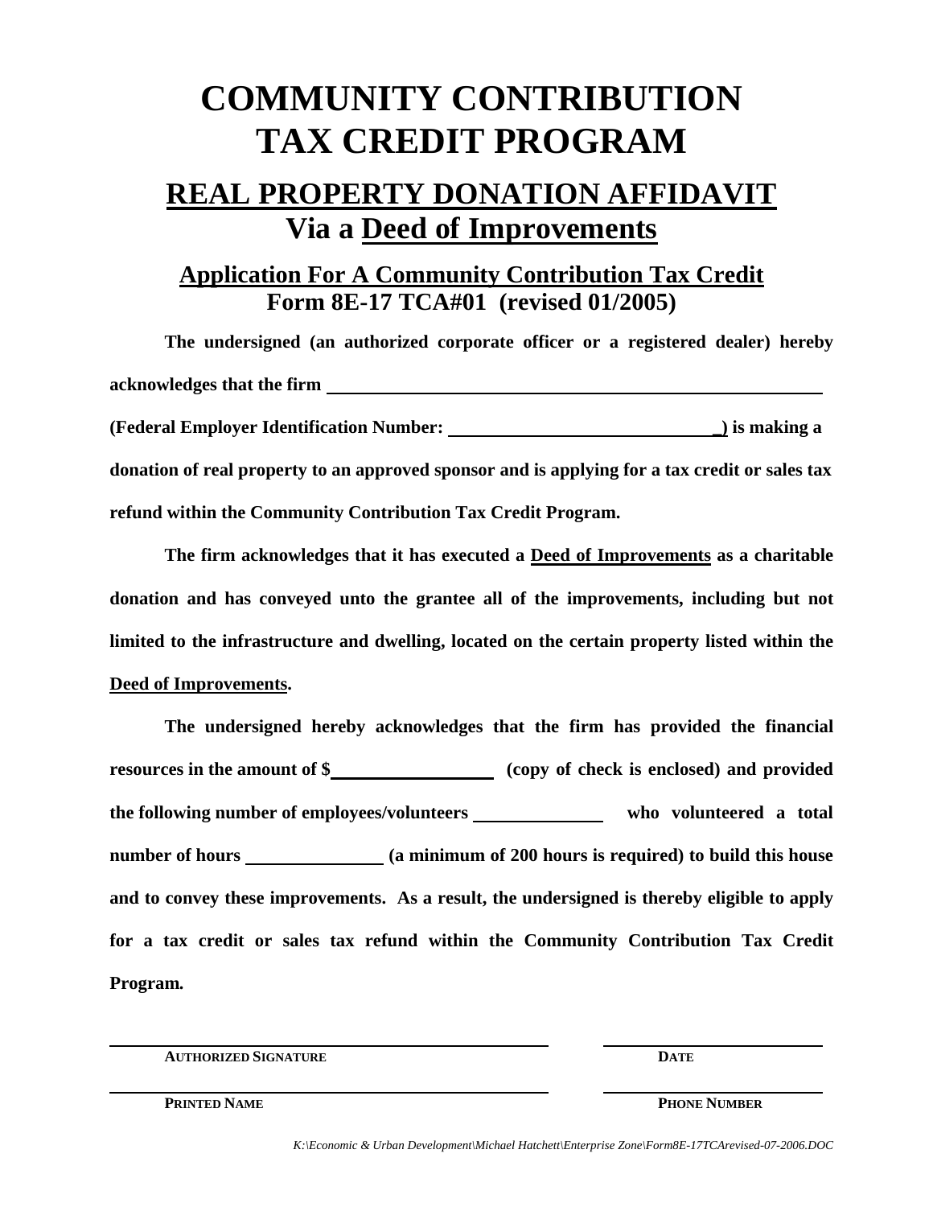# COMMUNITY CONTRIBUTION TAX CREDIT PROGRAM

## REAL PROPERTY DONATION AFFIDAVIT Via a Deed of Improvements

### Application For A Community Contribution Tax Credit
**Form 8E-17 TCA#01 (revised 01/2005)**

**The undersigned (an authorized corporate officer or a registered dealer) hereby acknowledges that the firm ______________________________________________**

**(Federal Employer Identification Number: ______________________________) is making a donation of real property to an approved sponsor and is applying for a tax credit or sales tax refund within the Community Contribution Tax Credit Program.**

**The firm acknowledges that it has executed a Deed of Improvements as a charitable donation and has conveyed unto the grantee all of the improvements, including but not limited to the infrastructure and dwelling, located on the certain property listed within the Deed of Improvements.**

**The undersigned hereby acknowledges that the firm has provided the financial resources in the amount of $__________________ (copy of check is enclosed) and provided the following number of employees/volunteers ______________ who volunteered a total number of hours _______________ (a minimum of 200 hours is required) to build this house and to convey these improvements. As a result, the undersigned is thereby eligible to apply for a tax credit or sales tax refund within the Community Contribution Tax Credit Program.**

| | |
|---|---|
| ______________________________ | ______________________________ |
| **AUTHORIZED SIGNATURE** | **DATE** |
| ______________________________ | ______________________________ |
| **PRINTED NAME** | **PHONE NUMBER** |

*K:\Economic & Urban Development\Michael Hatchett\Enterprise Zone\Form8E-17TCArevised-07-2006.DOC*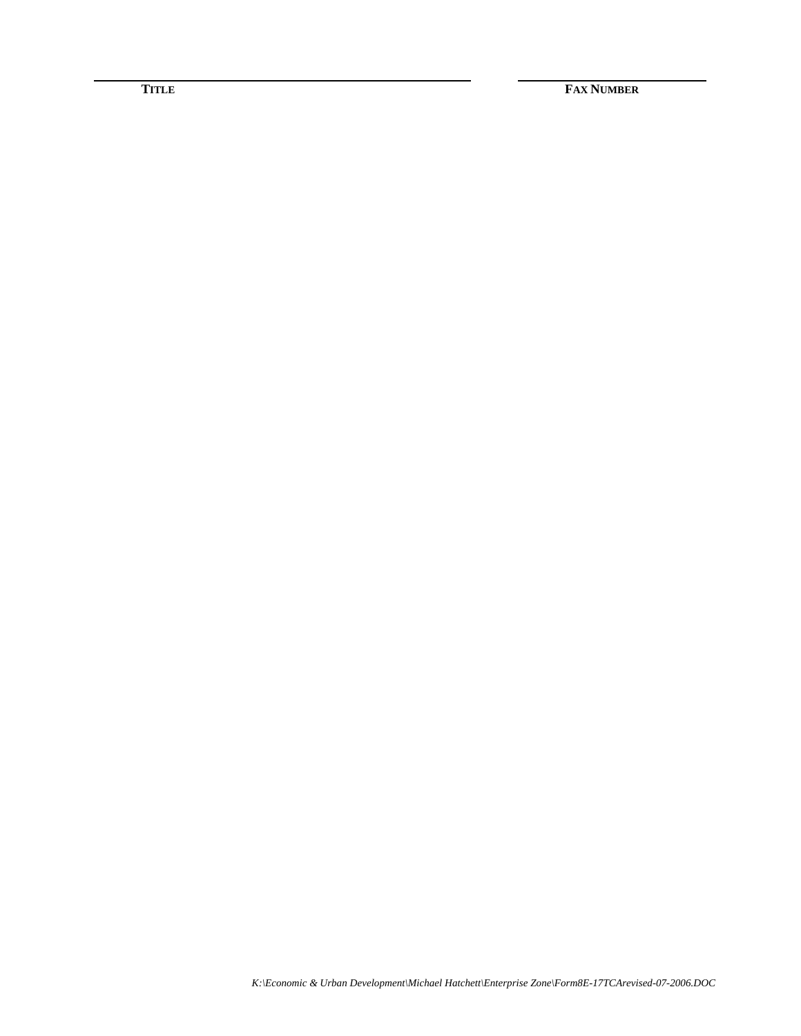| ______________________________ | ______________________________ |
| --- | --- |
| **TITLE** | **FAX NUMBER** |

*K:\Economic & Urban Development\Michael Hatchett\Enterprise Zone\Form8E-17TCArevised-07-2006.DOC*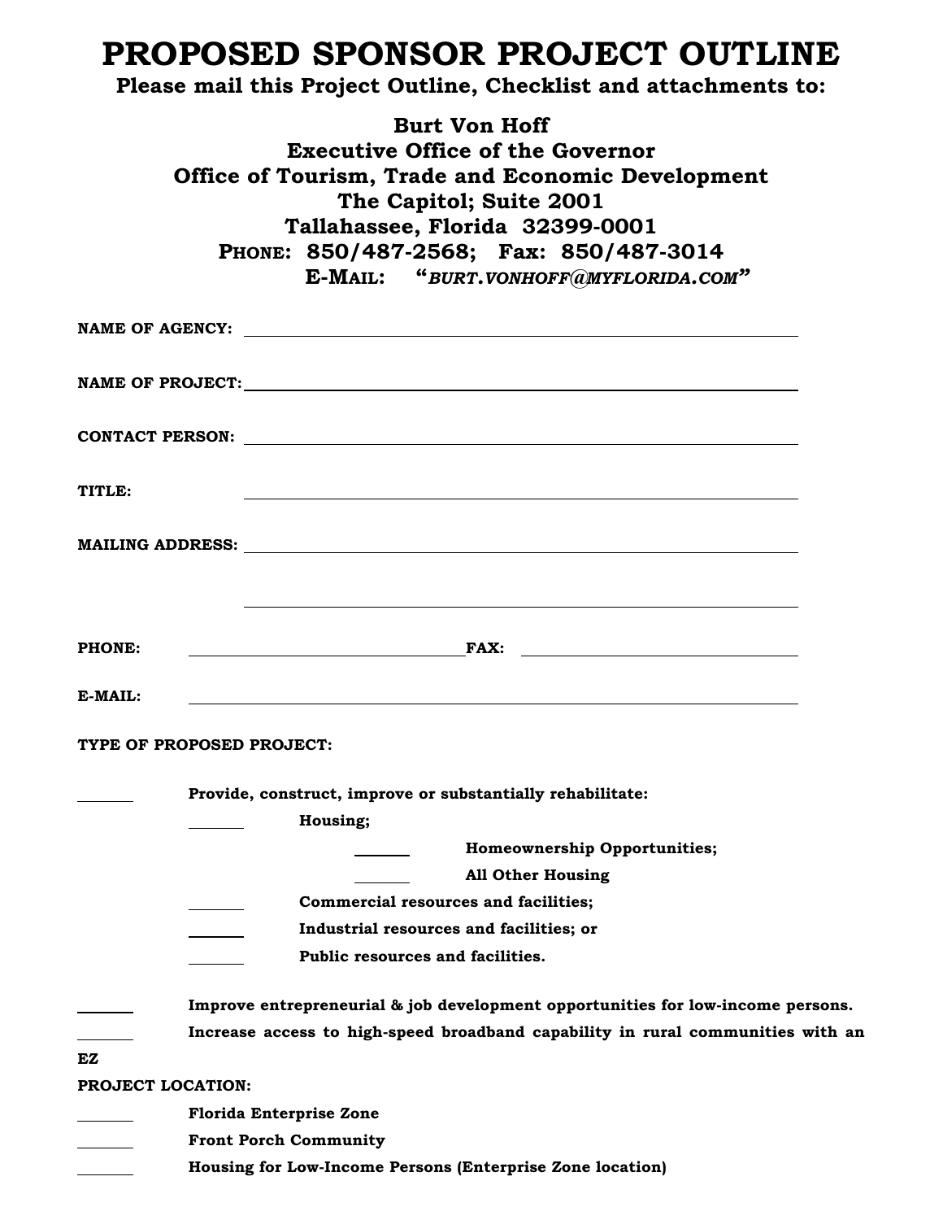# PROPOSED SPONSOR PROJECT OUTLINE

**Please mail this Project Outline, Checklist and attachments to:**

**Burt Von Hoff**
**Executive Office of the Governor**
**Office of Tourism, Trade and Economic Development**
**The Capitol; Suite 2001**
**Tallahassee, Florida 32399-0001**
**PHONE: 850/487-2568; Fax: 850/487-3014**
**E-MAIL: "*BURT.VONHOFF@MYFLORIDA.COM*"**

**NAME OF AGENCY:** ______________________________

**NAME OF PROJECT:** ______________________________

**CONTACT PERSON:** ______________________________

**TITLE:** ______________________________

**MAILING ADDRESS:** ______________________________

______________________________

**PHONE:** ______________________________ **FAX:** ______________________________

**E-MAIL:** ______________________________

**TYPE OF PROPOSED PROJECT:**

_______ **Provide, construct, improve or substantially rehabilitate:**

- _______ **Housing;**
  - _______ **Homeownership Opportunities;**
  - _______ **All Other Housing**
- _______ **Commercial resources and facilities;**
- _______ **Industrial resources and facilities; or**
- _______ **Public resources and facilities.**

_______ **Improve entrepreneurial & job development opportunities for low-income persons.**

_______ **Increase access to high-speed broadband capability in rural communities with an EZ**

**PROJECT LOCATION:**

_______ **Florida Enterprise Zone**

_______ **Front Porch Community**

_______ **Housing for Low-Income Persons (Enterprise Zone location)**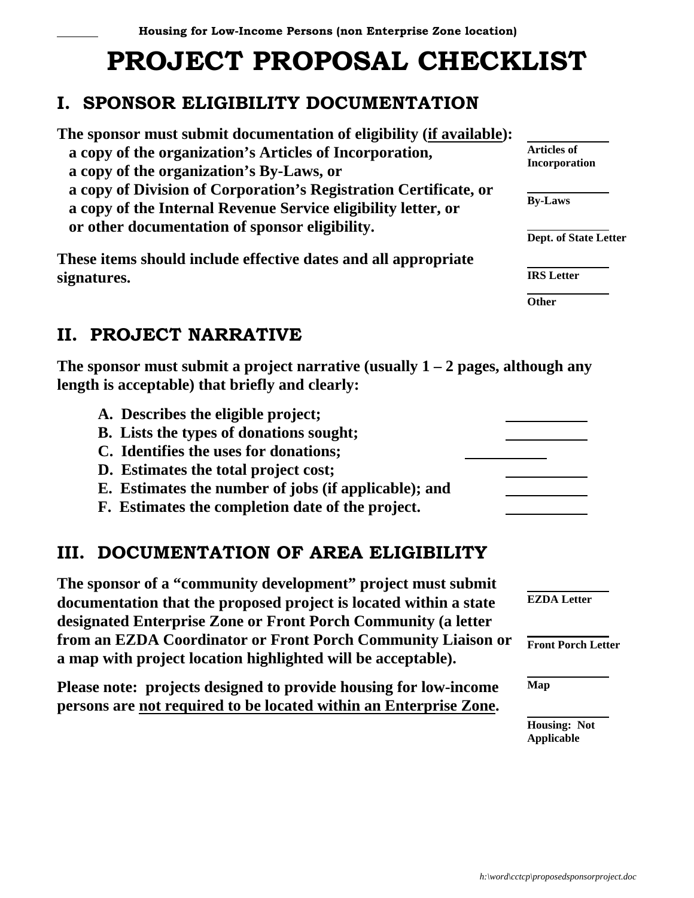_______ **Housing for Low-Income Persons (non Enterprise Zone location)**

# PROJECT PROPOSAL CHECKLIST

## I. SPONSOR ELIGIBILITY DOCUMENTATION

**The sponsor must submit documentation of eligibility (<u>if available</u>):**
- **a copy of the organization's Articles of Incorporation,**
- **a copy of the organization's By-Laws, or**
- **a copy of Division of Corporation's Registration Certificate, or**
- **a copy of the Internal Revenue Service eligibility letter, or**
- **or other documentation of sponsor eligibility.**

**These items should include effective dates and all appropriate signatures.**

_______ **Articles of Incorporation**

_______ **By-Laws**

_______ **Dept. of State Letter**

_______ **IRS Letter**

_______ **Other**

## II. PROJECT NARRATIVE

**The sponsor must submit a project narrative (usually 1 – 2 pages, although any length is acceptable) that briefly and clearly:**

- **A. Describes the eligible project;** _______
- **B. Lists the types of donations sought;** _______
- **C. Identifies the uses for donations;** _______
- **D. Estimates the total project cost;** _______
- **E. Estimates the number of jobs (if applicable); and** _______
- **F. Estimates the completion date of the project.** _______

## III. DOCUMENTATION OF AREA ELIGIBILITY

**The sponsor of a "community development" project must submit documentation that the proposed project is located within a state designated Enterprise Zone or Front Porch Community (a letter from an EZDA Coordinator or Front Porch Community Liaison or a map with project location highlighted will be acceptable).**

**Please note: projects designed to provide housing for low-income persons are <u>not required to be located within an Enterprise Zone</u>.**

_______ **EZDA Letter**

_______ **Front Porch Letter**

_______ **Map**

_______ **Housing: Not Applicable**

*h:\word\cctcp\proposedsponsorproject.doc*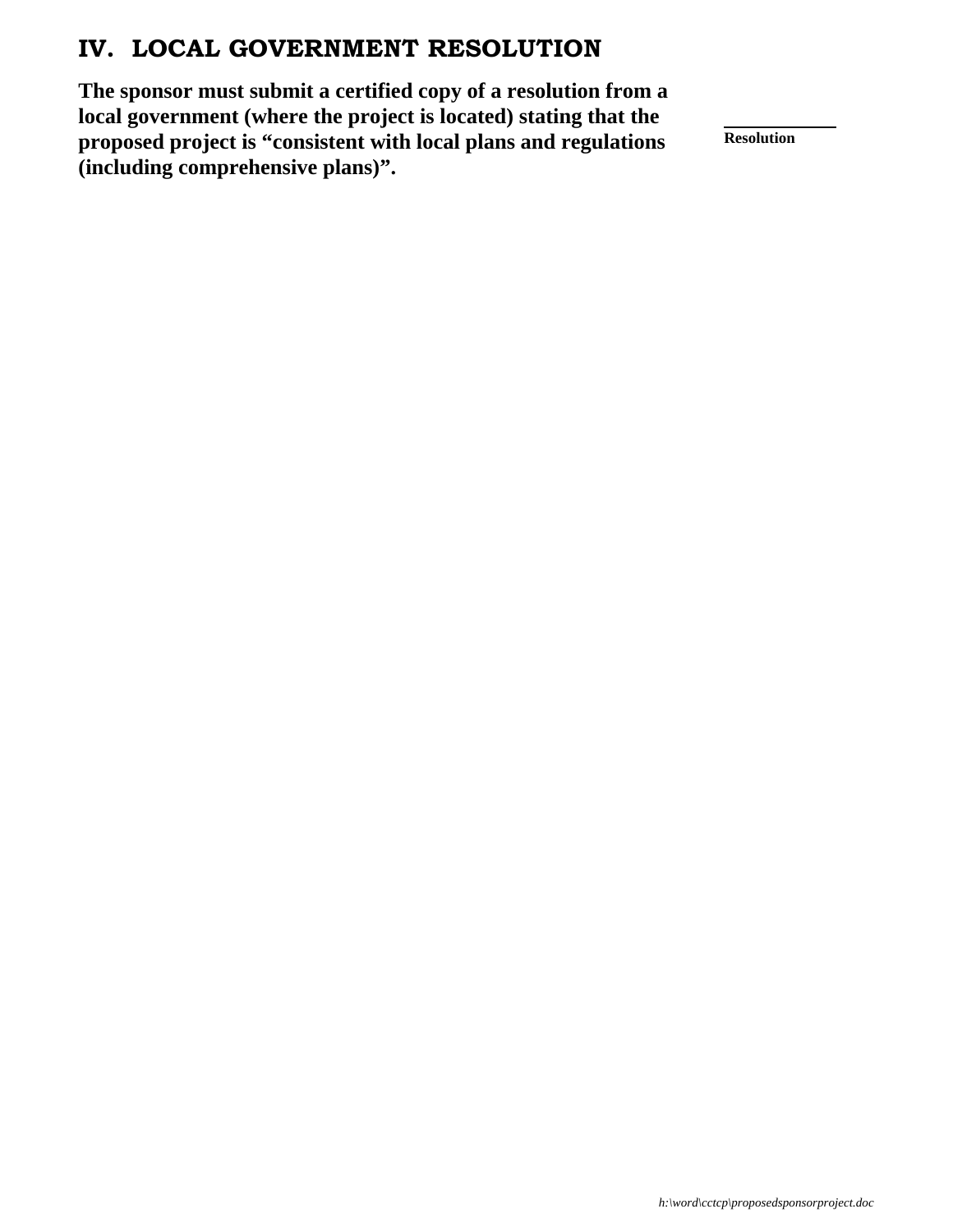## IV. LOCAL GOVERNMENT RESOLUTION

**The sponsor must submit a certified copy of a resolution from a local government (where the project is located) stating that the proposed project is "consistent with local plans and regulations (including comprehensive plans)".**

\_\_\_\_\_\_\_\_\_\_\_\_
**Resolution**

*h:\word\cctcp\proposedsponsorproject.doc*